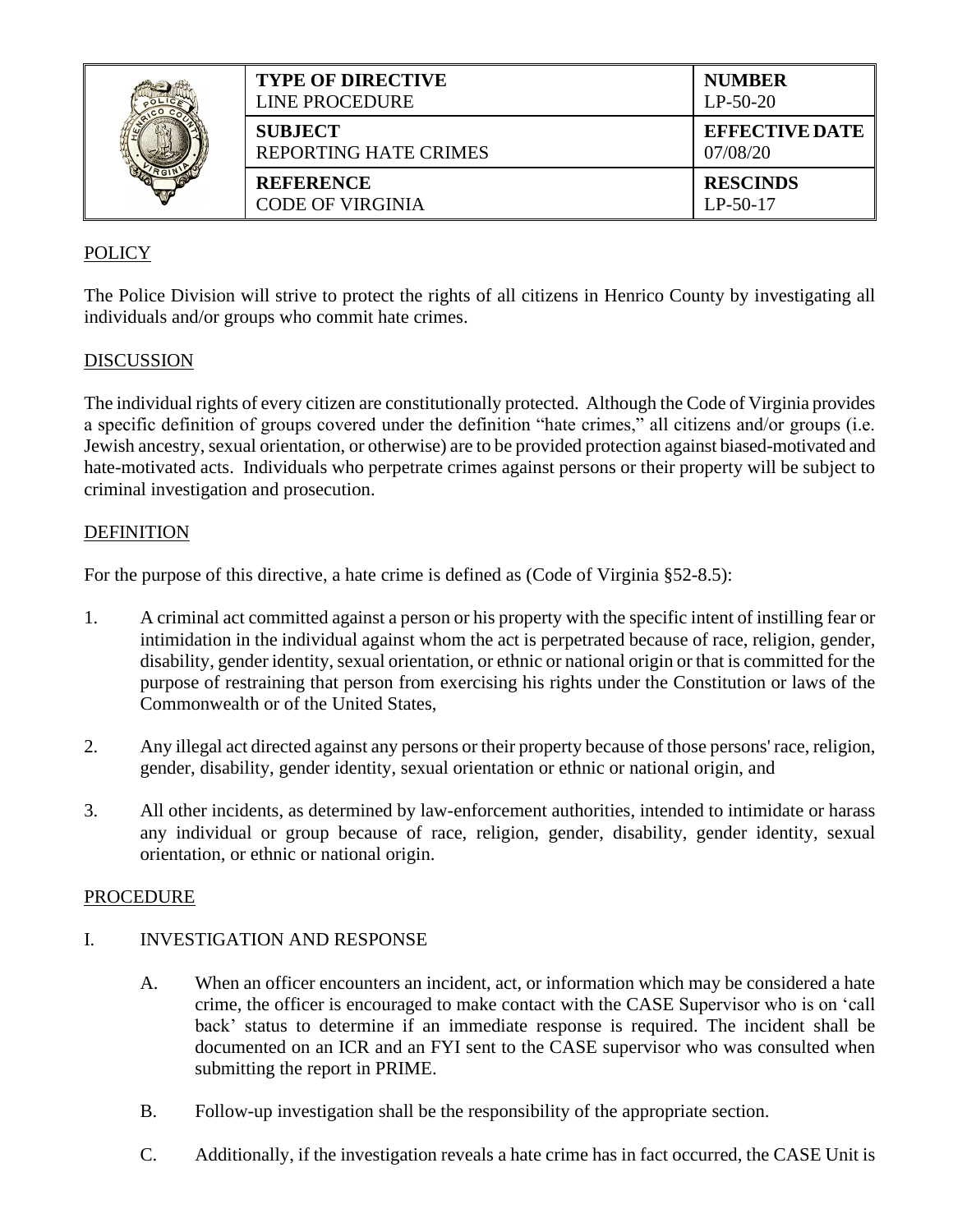| TYPE OF DIRECTIVE<br>LINE PROCEDURE | NUMBER<br>LP-50-20 |
|---|---|
| **SUBJECT**<br>REPORTING HATE CRIMES | **EFFECTIVE DATE**<br>07/08/20 |
| **REFERENCE**<br>CODE OF VIRGINIA | **RESCINDS**<br>LP-50-17 |

## POLICY

The Police Division will strive to protect the rights of all citizens in Henrico County by investigating all individuals and/or groups who commit hate crimes.

## DISCUSSION

The individual rights of every citizen are constitutionally protected. Although the Code of Virginia provides a specific definition of groups covered under the definition "hate crimes," all citizens and/or groups (i.e. Jewish ancestry, sexual orientation, or otherwise) are to be provided protection against biased-motivated and hate-motivated acts. Individuals who perpetrate crimes against persons or their property will be subject to criminal investigation and prosecution.

## DEFINITION

For the purpose of this directive, a hate crime is defined as (Code of Virginia §52-8.5):

1. A criminal act committed against a person or his property with the specific intent of instilling fear or intimidation in the individual against whom the act is perpetrated because of race, religion, gender, disability, gender identity, sexual orientation, or ethnic or national origin or that is committed for the purpose of restraining that person from exercising his rights under the Constitution or laws of the Commonwealth or of the United States,

2. Any illegal act directed against any persons or their property because of those persons' race, religion, gender, disability, gender identity, sexual orientation or ethnic or national origin, and

3. All other incidents, as determined by law-enforcement authorities, intended to intimidate or harass any individual or group because of race, religion, gender, disability, gender identity, sexual orientation, or ethnic or national origin.

## PROCEDURE

I. INVESTIGATION AND RESPONSE

   A. When an officer encounters an incident, act, or information which may be considered a hate crime, the officer is encouraged to make contact with the CASE Supervisor who is on 'call back' status to determine if an immediate response is required. The incident shall be documented on an ICR and an FYI sent to the CASE supervisor who was consulted when submitting the report in PRIME.

   B. Follow-up investigation shall be the responsibility of the appropriate section.

   C. Additionally, if the investigation reveals a hate crime has in fact occurred, the CASE Unit is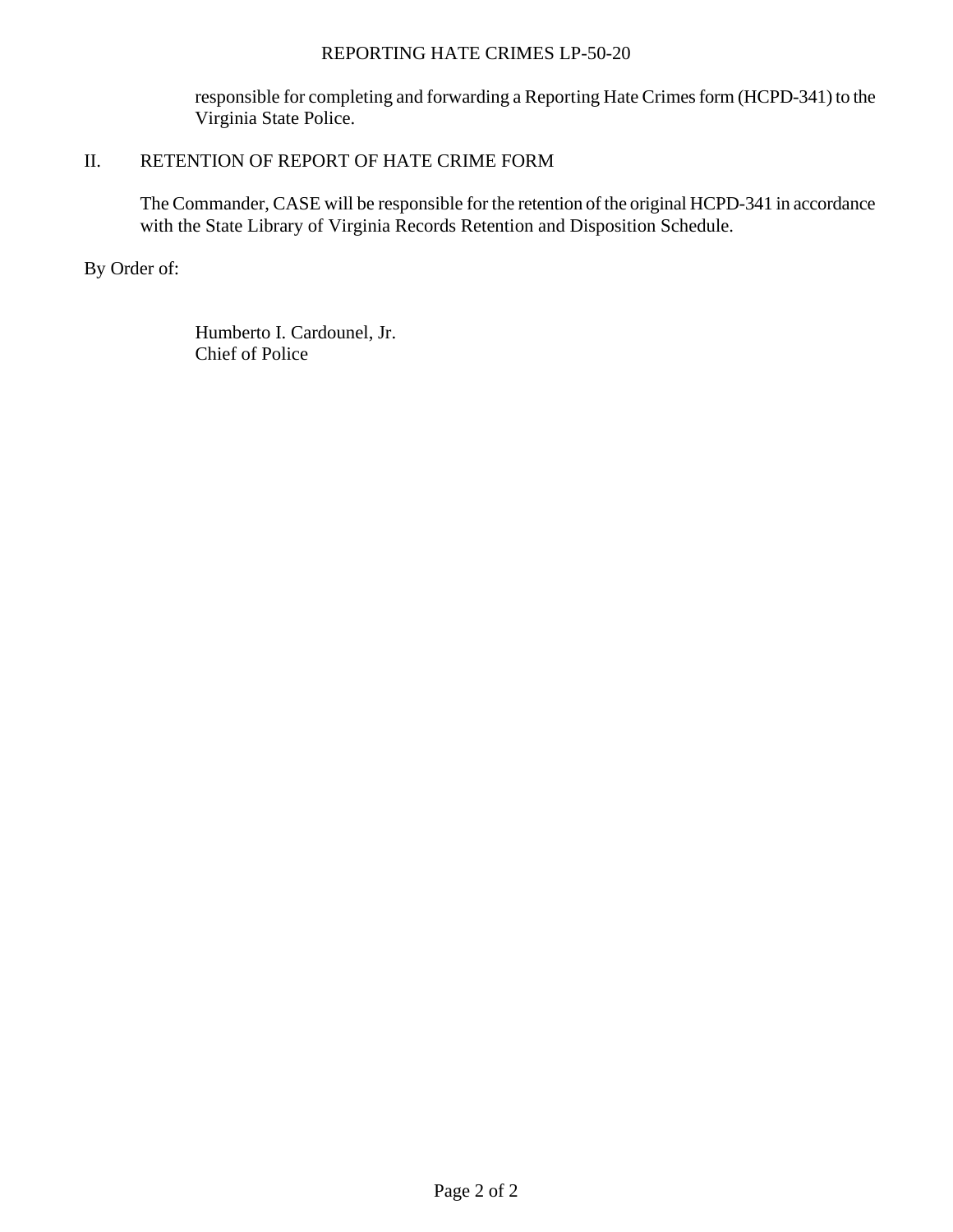responsible for completing and forwarding a Reporting Hate Crimes form (HCPD-341) to the Virginia State Police.

## II. RETENTION OF REPORT OF HATE CRIME FORM

The Commander, CASE will be responsible for the retention of the original HCPD-341 in accordance with the State Library of Virginia Records Retention and Disposition Schedule.

By Order of:

Humberto I. Cardounel, Jr.
Chief of Police